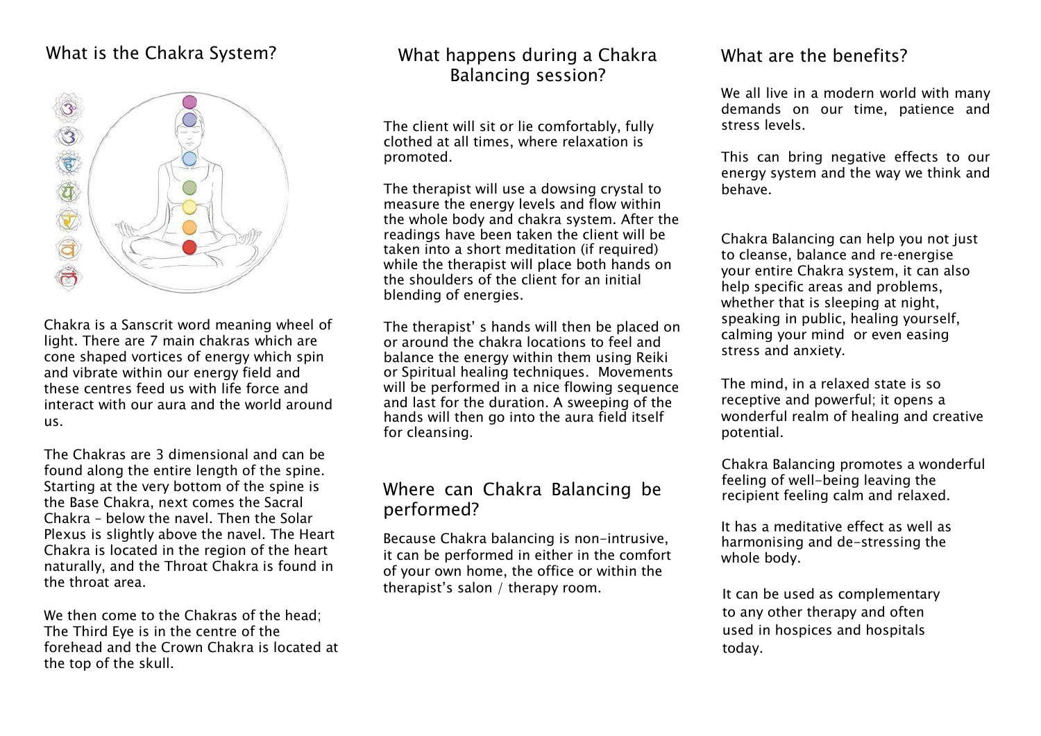## What is the Chakra System?

Chakra is a Sanscrit word meaning wheel of light. There are 7 main chakras which are cone shaped vortices of energy which spin and vibrate within our energy field and these centres feed us with life force and interact with our aura and the world around us.

The Chakras are 3 dimensional and can be found along the entire length of the spine. Starting at the very bottom of the spine is the Base Chakra, next comes the Sacral Chakra – below the navel. Then the Solar Plexus is slightly above the navel. The Heart Chakra is located in the region of the heart naturally, and the Throat Chakra is found in the throat area.

We then come to the Chakras of the head; The Third Eye is in the centre of the forehead and the Crown Chakra is located at the top of the skull.

## What happens during a Chakra Balancing session?

The client will sit or lie comfortably, fully clothed at all times, where relaxation is promoted.

The therapist will use a dowsing crystal to measure the energy levels and flow within the whole body and chakra system. After the readings have been taken the client will be taken into a short meditation (if required) while the therapist will place both hands on the shoulders of the client for an initial blending of energies.

The therapist' s hands will then be placed on or around the chakra locations to feel and balance the energy within them using Reiki or Spiritual healing techniques. Movements will be performed in a nice flowing sequence and last for the duration. A sweeping of the hands will then go into the aura field itself for cleansing.

## Where can Chakra Balancing be performed?

Because Chakra balancing is non-intrusive, it can be performed in either in the comfort of your own home, the office or within the therapist's salon / therapy room.

## What are the benefits?

We all live in a modern world with many demands on our time, patience and stress levels.

This can bring negative effects to our energy system and the way we think and behave.

Chakra Balancing can help you not just to cleanse, balance and re-energise your entire Chakra system, it can also help specific areas and problems, whether that is sleeping at night, speaking in public, healing yourself, calming your mind or even easing stress and anxiety.

The mind, in a relaxed state is so receptive and powerful; it opens a wonderful realm of healing and creative potential.

Chakra Balancing promotes a wonderful feeling of well-being leaving the recipient feeling calm and relaxed.

It has a meditative effect as well as harmonising and de-stressing the whole body.

It can be used as complementary to any other therapy and often used in hospices and hospitals today.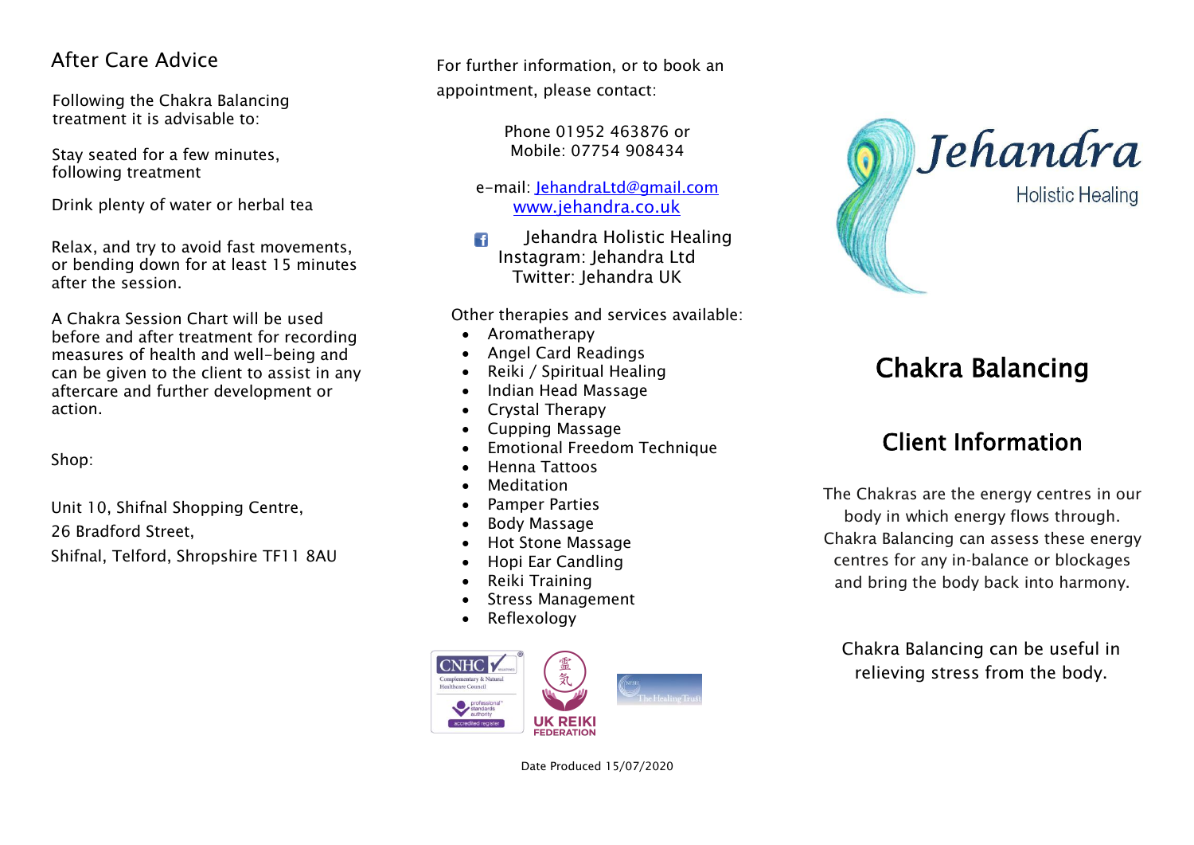## After Care Advice

Following the Chakra Balancing treatment it is advisable to:

Stay seated for a few minutes, following treatment

Drink plenty of water or herbal tea

Relax, and try to avoid fast movements, or bending down for at least 15 minutes after the session.

A Chakra Session Chart will be used before and after treatment for recording measures of health and well-being and can be given to the client to assist in any aftercare and further development or action.

Shop:

Unit 10, Shifnal Shopping Centre,
26 Bradford Street,
Shifnal, Telford, Shropshire TF11 8AU

For further information, or to book an appointment, please contact:

Phone 01952 463876 or
Mobile: 07754 908434

e-mail: JehandraLtd@gmail.com
www.jehandra.co.uk

Jehandra Holistic Healing
Instagram: Jehandra Ltd
Twitter: Jehandra UK

Other therapies and services available:

- Aromatherapy
- Angel Card Readings
- Reiki / Spiritual Healing
- Indian Head Massage
- Crystal Therapy
- Cupping Massage
- Emotional Freedom Technique
- Henna Tattoos
- Meditation
- Pamper Parties
- Body Massage
- Hot Stone Massage
- Hopi Ear Candling
- Reiki Training
- Stress Management
- Reflexology

Date Produced 15/07/2020

Jehandra
Holistic Healing

# Chakra Balancing

## Client Information

The Chakras are the energy centres in our body in which energy flows through. Chakra Balancing can assess these energy centres for any in-balance or blockages and bring the body back into harmony.

Chakra Balancing can be useful in relieving stress from the body.